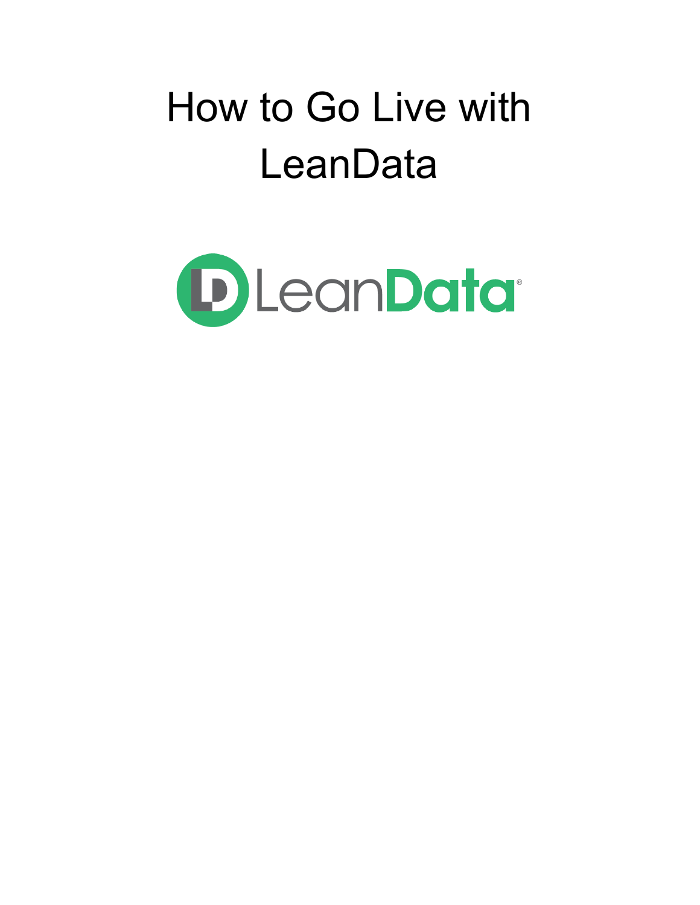# How to Go Live with LeanData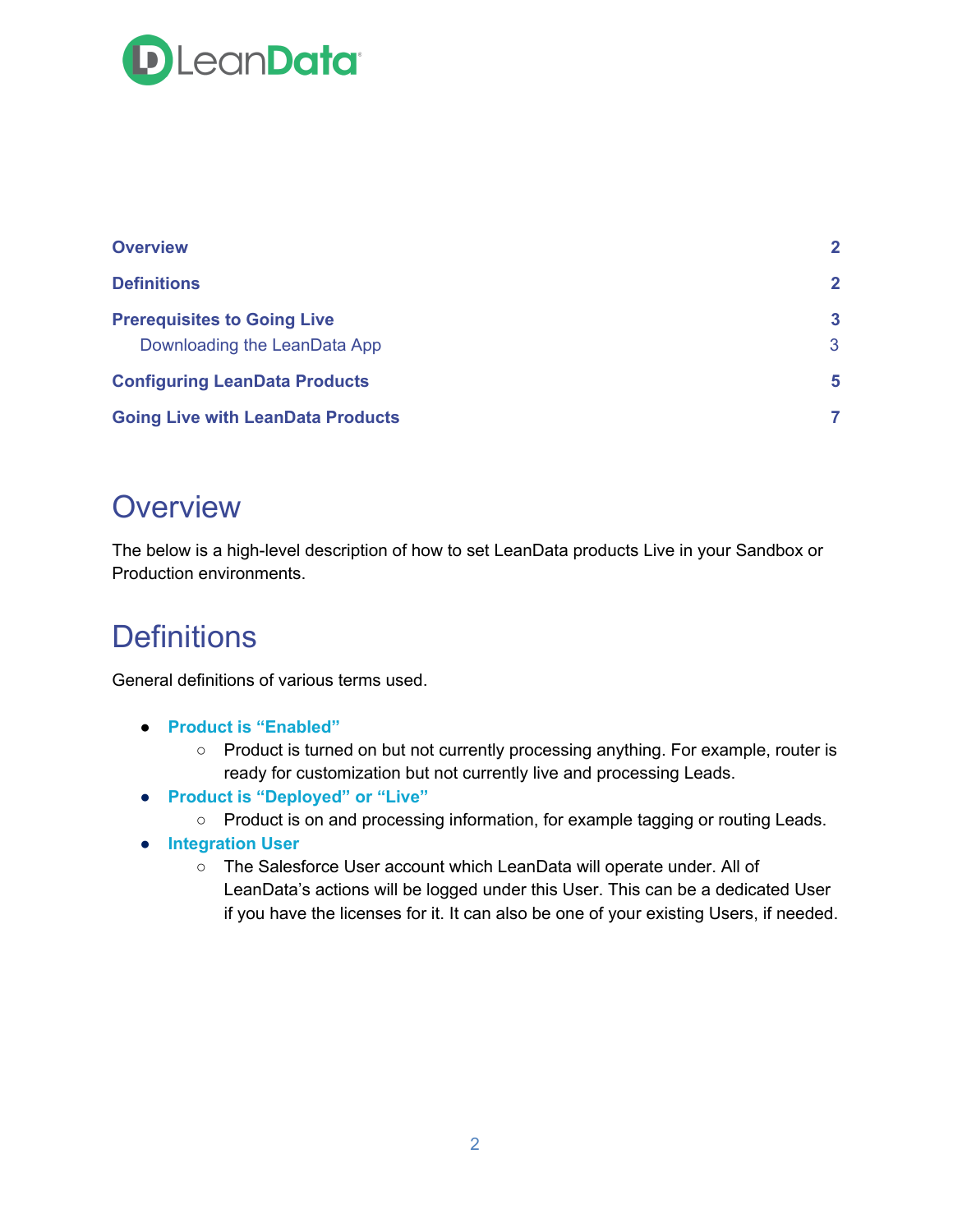| | |
|---|---|
| **Overview** | **2** |
| **Definitions** | **2** |
| **Prerequisites to Going Live** | **3** |
| Downloading the LeanData App | 3 |
| **Configuring LeanData Products** | **5** |
| **Going Live with LeanData Products** | **7** |

# Overview

The below is a high-level description of how to set LeanData products Live in your Sandbox or Production environments.

# Definitions

General definitions of various terms used.

- **Product is "Enabled"**
  - Product is turned on but not currently processing anything. For example, router is ready for customization but not currently live and processing Leads.
- **Product is "Deployed" or "Live"**
  - Product is on and processing information, for example tagging or routing Leads.
- **Integration User**
  - The Salesforce User account which LeanData will operate under. All of LeanData's actions will be logged under this User. This can be a dedicated User if you have the licenses for it. It can also be one of your existing Users, if needed.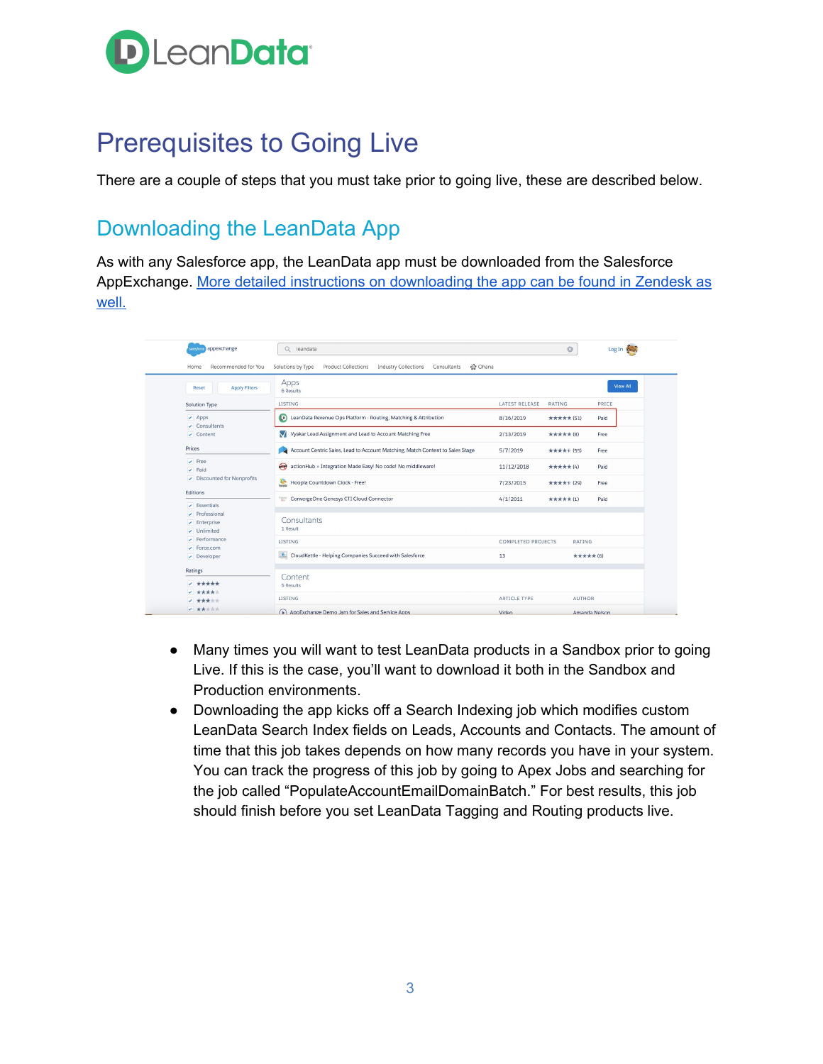# Prerequisites to Going Live

There are a couple of steps that you must take prior to going live, these are described below.

## Downloading the LeanData App

As with any Salesforce app, the LeanData app must be downloaded from the Salesforce AppExchange. [More detailed instructions on downloading the app can be found in Zendesk as well.]

- Many times you will want to test LeanData products in a Sandbox prior to going Live. If this is the case, you'll want to download it both in the Sandbox and Production environments.
- Downloading the app kicks off a Search Indexing job which modifies custom LeanData Search Index fields on Leads, Accounts and Contacts. The amount of time that this job takes depends on how many records you have in your system. You can track the progress of this job by going to Apex Jobs and searching for the job called "PopulateAccountEmailDomainBatch." For best results, this job should finish before you set LeanData Tagging and Routing products live.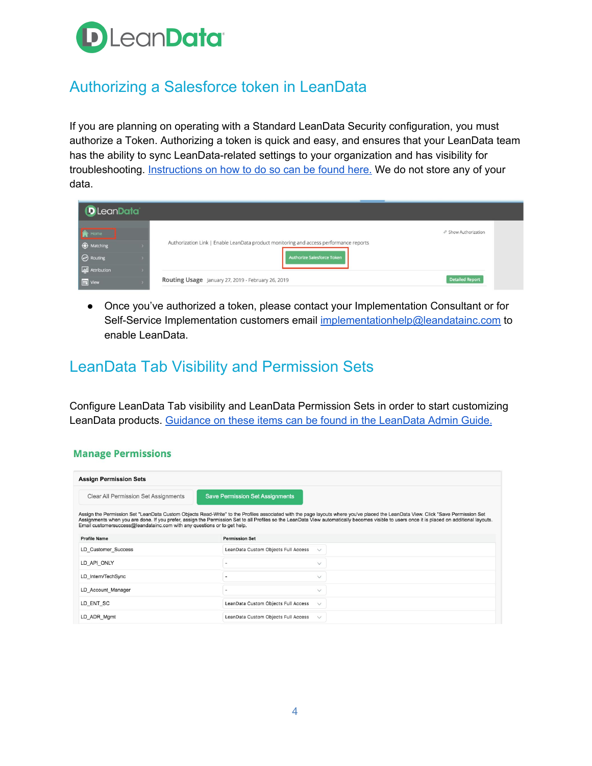# Authorizing a Salesforce token in LeanData

If you are planning on operating with a Standard LeanData Security configuration, you must authorize a Token. Authorizing a token is quick and easy, and ensures that your LeanData team has the ability to sync LeanData-related settings to your organization and has visibility for troubleshooting. [Instructions on how to do so can be found here.]() We do not store any of your data.

- Once you've authorized a token, please contact your Implementation Consultant or for Self-Service Implementation customers email [implementationhelp@leandatainc.com](mailto:implementationhelp@leandatainc.com) to enable LeanData.

# LeanData Tab Visibility and Permission Sets

Configure LeanData Tab visibility and LeanData Permission Sets in order to start customizing LeanData products. [Guidance on these items can be found in the LeanData Admin Guide.]()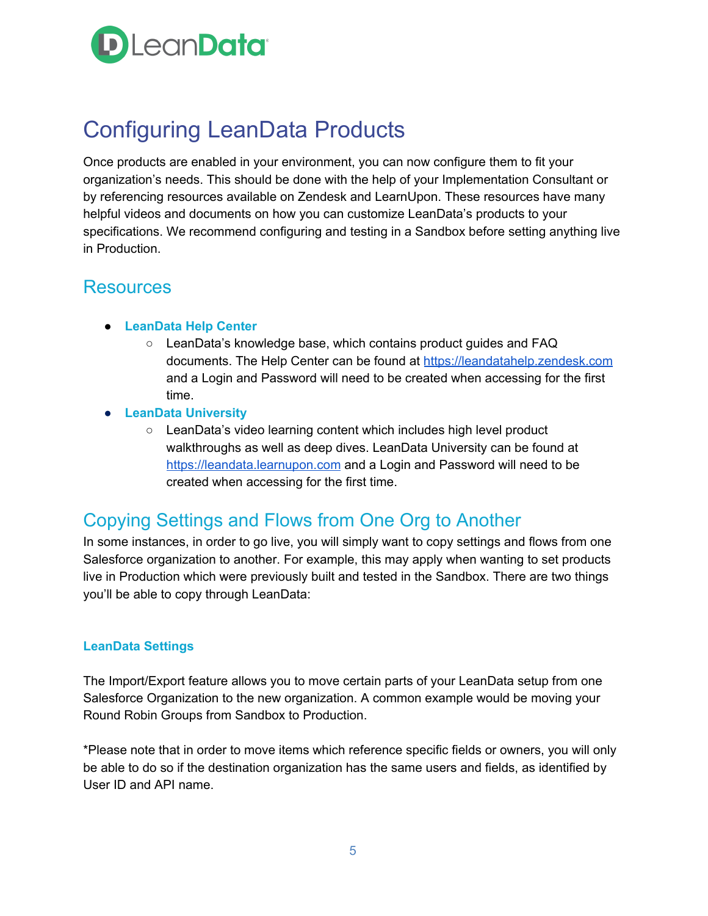# Configuring LeanData Products

Once products are enabled in your environment, you can now configure them to fit your organization's needs. This should be done with the help of your Implementation Consultant or by referencing resources available on Zendesk and LearnUpon. These resources have many helpful videos and documents on how you can customize LeanData's products to your specifications. We recommend configuring and testing in a Sandbox before setting anything live in Production.

## Resources

- **LeanData Help Center**
  - LeanData's knowledge base, which contains product guides and FAQ documents. The Help Center can be found at https://leandatahelp.zendesk.com and a Login and Password will need to be created when accessing for the first time.
- **LeanData University**
  - LeanData's video learning content which includes high level product walkthroughs as well as deep dives. LeanData University can be found at https://leandata.learnupon.com and a Login and Password will need to be created when accessing for the first time.

## Copying Settings and Flows from One Org to Another

In some instances, in order to go live, you will simply want to copy settings and flows from one Salesforce organization to another. For example, this may apply when wanting to set products live in Production which were previously built and tested in the Sandbox. There are two things you'll be able to copy through LeanData:

### LeanData Settings

The Import/Export feature allows you to move certain parts of your LeanData setup from one Salesforce Organization to the new organization. A common example would be moving your Round Robin Groups from Sandbox to Production.

*Please note that in order to move items which reference specific fields or owners, you will only be able to do so if the destination organization has the same users and fields, as identified by User ID and API name.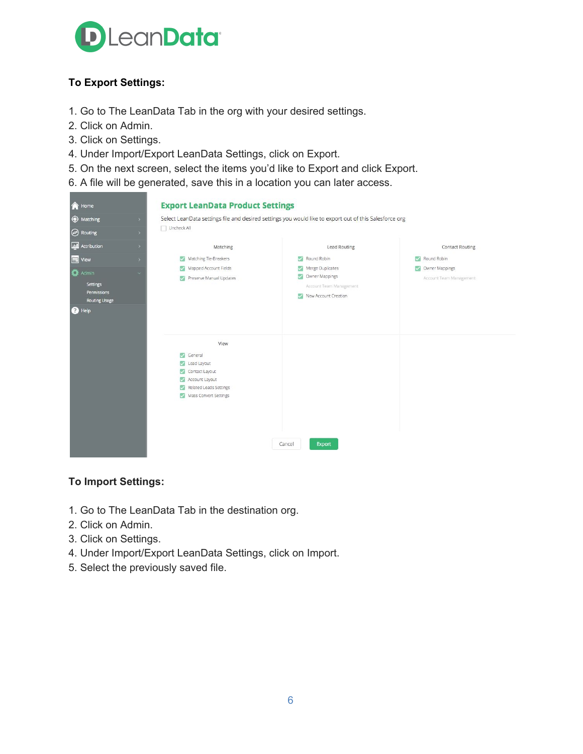**To Export Settings:**

1. Go to The LeanData Tab in the org with your desired settings.
2. Click on Admin.
3. Click on Settings.
4. Under Import/Export LeanData Settings, click on Export.
5. On the next screen, select the items you'd like to Export and click Export.
6. A file will be generated, save this in a location you can later access.

**To Import Settings:**

1. Go to The LeanData Tab in the destination org.
2. Click on Admin.
3. Click on Settings.
4. Under Import/Export LeanData Settings, click on Import.
5. Select the previously saved file.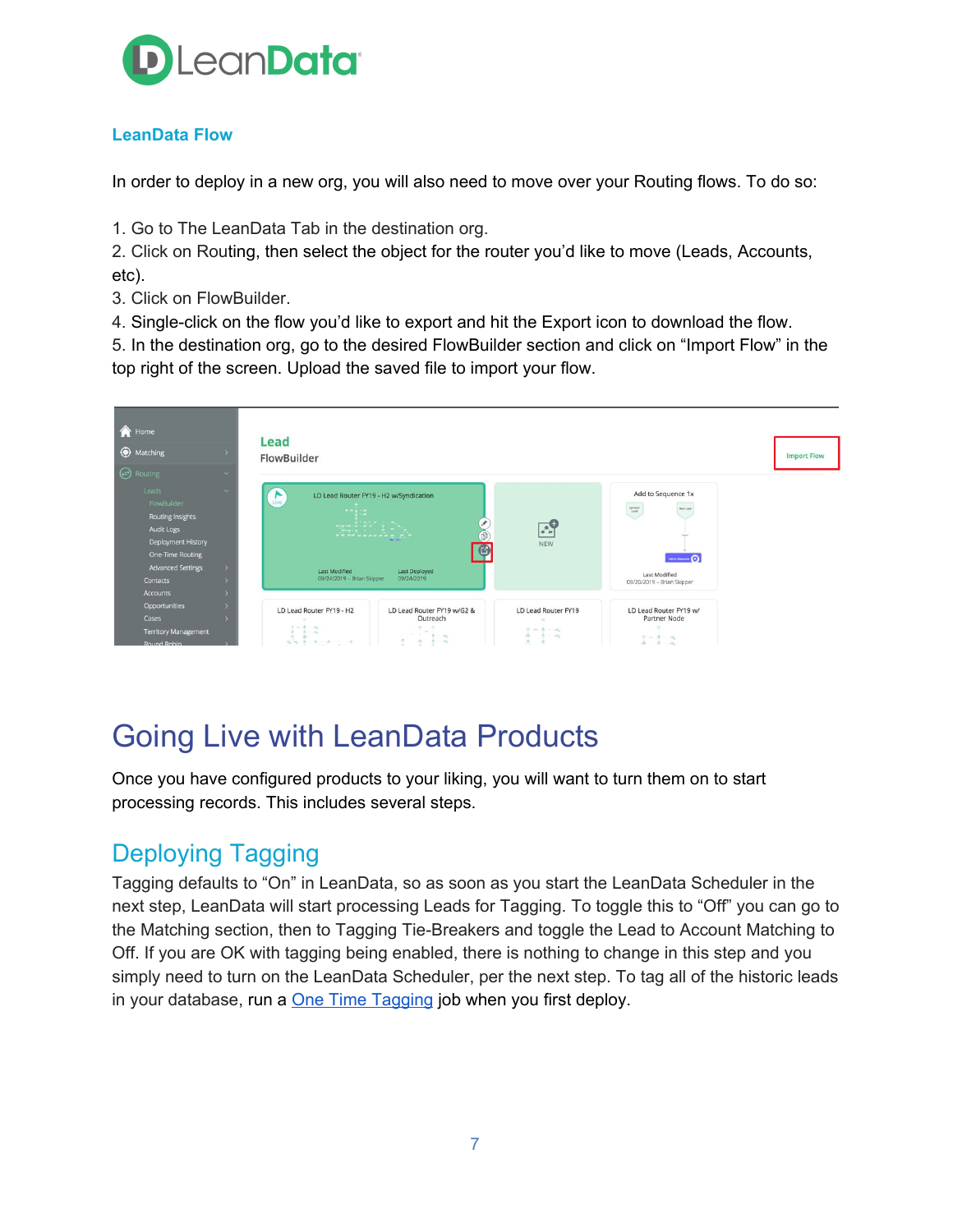### LeanData Flow

In order to deploy in a new org, you will also need to move over your Routing flows. To do so:

1. Go to The LeanData Tab in the destination org.
2. Click on Routing, then select the object for the router you'd like to move (Leads, Accounts, etc).
3. Click on FlowBuilder.
4. Single-click on the flow you'd like to export and hit the Export icon to download the flow.
5. In the destination org, go to the desired FlowBuilder section and click on "Import Flow" in the top right of the screen. Upload the saved file to import your flow.

# Going Live with LeanData Products

Once you have configured products to your liking, you will want to turn them on to start processing records. This includes several steps.

## Deploying Tagging

Tagging defaults to "On" in LeanData, so as soon as you start the LeanData Scheduler in the next step, LeanData will start processing Leads for Tagging. To toggle this to "Off" you can go to the Matching section, then to Tagging Tie-Breakers and toggle the Lead to Account Matching to Off. If you are OK with tagging being enabled, there is nothing to change in this step and you simply need to turn on the LeanData Scheduler, per the next step. To tag all of the historic leads in your database, run a One Time Tagging job when you first deploy.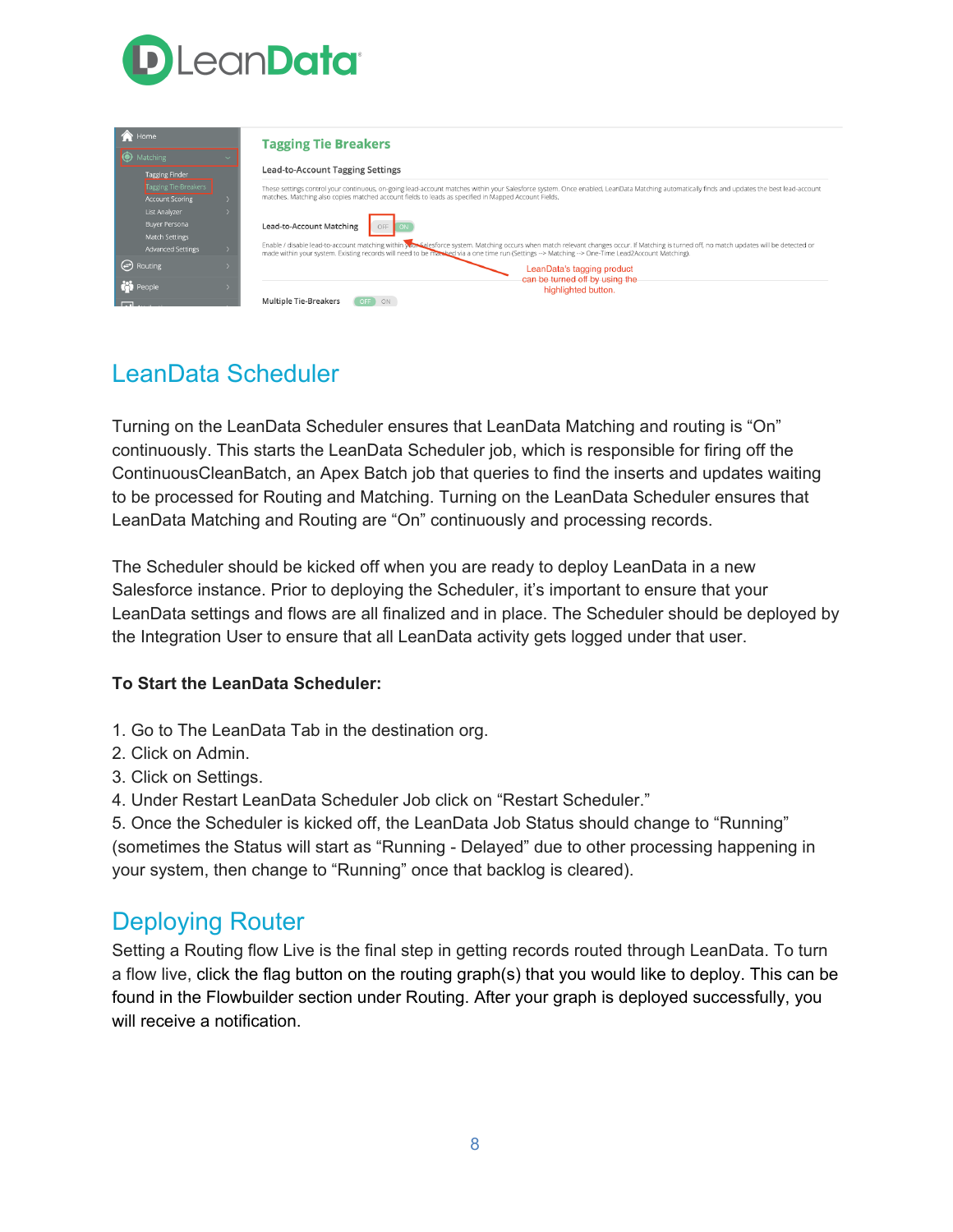## LeanData Scheduler

Turning on the LeanData Scheduler ensures that LeanData Matching and routing is “On” continuously. This starts the LeanData Scheduler job, which is responsible for firing off the ContinuousCleanBatch, an Apex Batch job that queries to find the inserts and updates waiting to be processed for Routing and Matching. Turning on the LeanData Scheduler ensures that LeanData Matching and Routing are “On” continuously and processing records.

The Scheduler should be kicked off when you are ready to deploy LeanData in a new Salesforce instance. Prior to deploying the Scheduler, it’s important to ensure that your LeanData settings and flows are all finalized and in place. The Scheduler should be deployed by the Integration User to ensure that all LeanData activity gets logged under that user.

**To Start the LeanData Scheduler:**

1. Go to The LeanData Tab in the destination org.
2. Click on Admin.
3. Click on Settings.
4. Under Restart LeanData Scheduler Job click on “Restart Scheduler.”
5. Once the Scheduler is kicked off, the LeanData Job Status should change to “Running” (sometimes the Status will start as “Running - Delayed” due to other processing happening in your system, then change to “Running” once that backlog is cleared).

## Deploying Router

Setting a Routing flow Live is the final step in getting records routed through LeanData. To turn a flow live, click the flag button on the routing graph(s) that you would like to deploy. This can be found in the Flowbuilder section under Routing. After your graph is deployed successfully, you will receive a notification.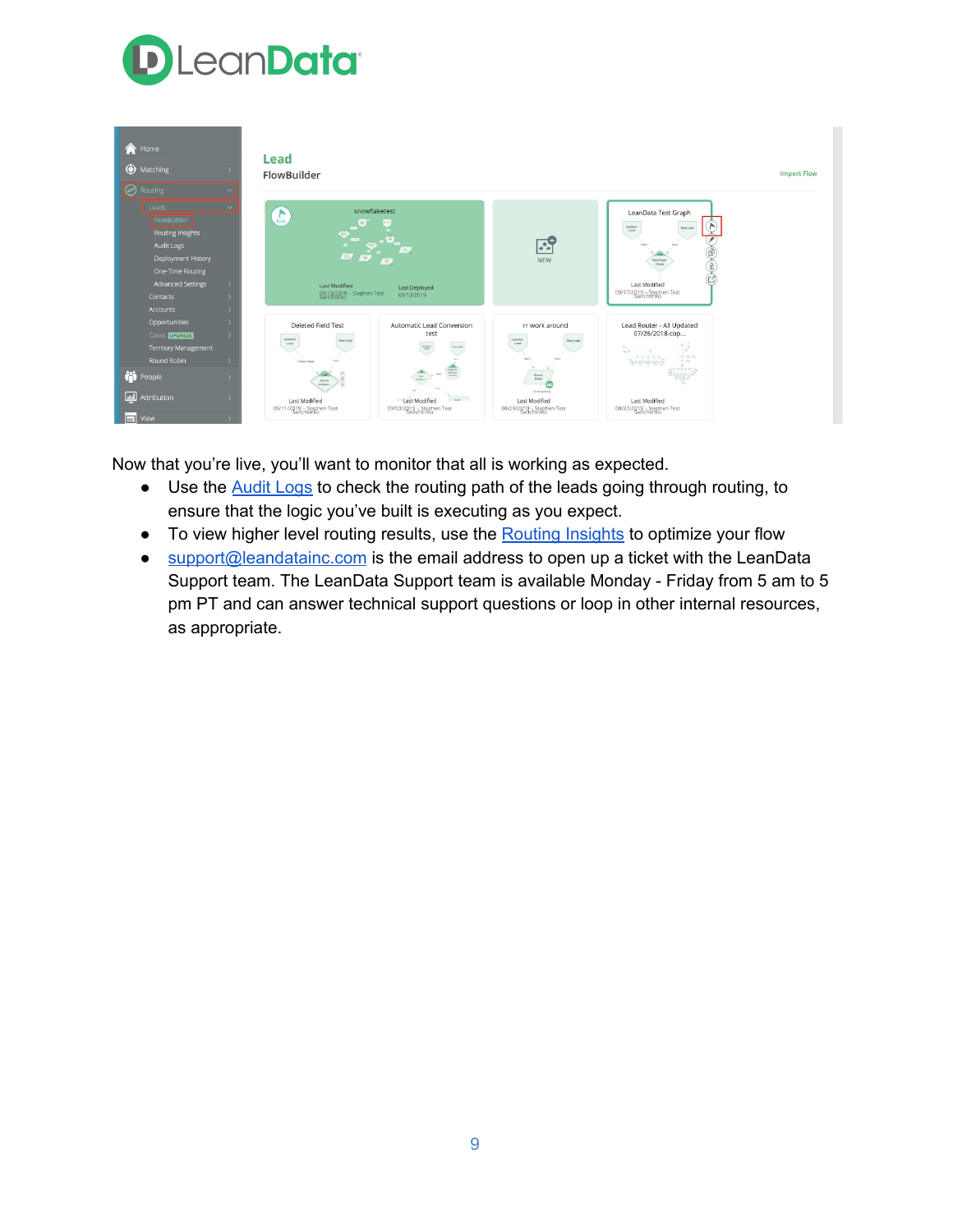Now that you're live, you'll want to monitor that all is working as expected.

- Use the [Audit Logs] to check the routing path of the leads going through routing, to ensure that the logic you've built is executing as you expect.
- To view higher level routing results, use the [Routing Insights] to optimize your flow
- support@leandatainc.com is the email address to open up a ticket with the LeanData Support team. The LeanData Support team is available Monday - Friday from 5 am to 5 pm PT and can answer technical support questions or loop in other internal resources, as appropriate.